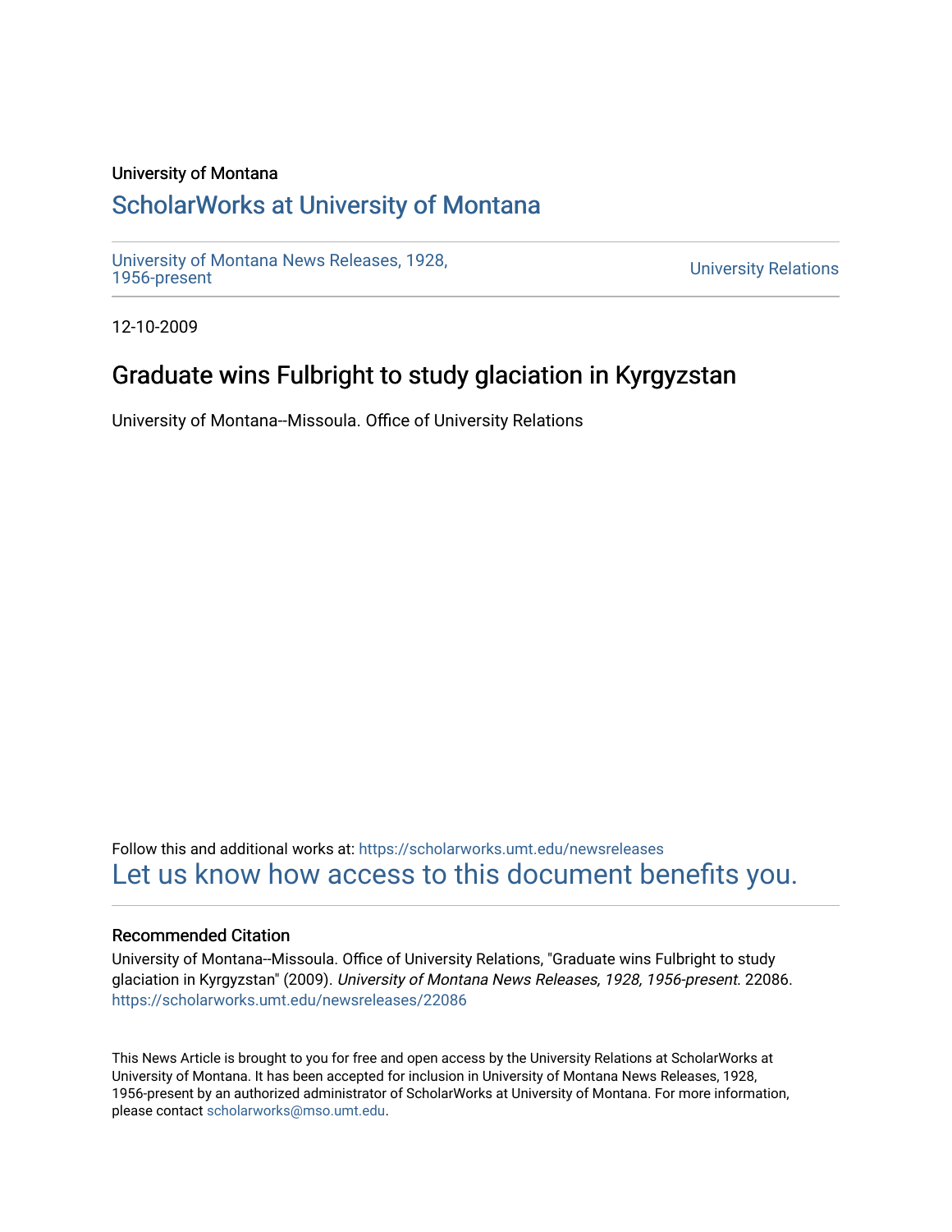University of Montana

## ScholarWorks at University of Montana

University of Montana News Releases, 1928, 1956-present

University Relations

12-10-2009

# Graduate wins Fulbright to study glaciation in Kyrgyzstan

University of Montana--Missoula. Office of University Relations

Follow this and additional works at: https://scholarworks.umt.edu/newsreleases

Let us know how access to this document benefits you.

### Recommended Citation

University of Montana--Missoula. Office of University Relations, "Graduate wins Fulbright to study glaciation in Kyrgyzstan" (2009). *University of Montana News Releases, 1928, 1956-present*. 22086. https://scholarworks.umt.edu/newsreleases/22086

This News Article is brought to you for free and open access by the University Relations at ScholarWorks at University of Montana. It has been accepted for inclusion in University of Montana News Releases, 1928, 1956-present by an authorized administrator of ScholarWorks at University of Montana. For more information, please contact scholarworks@mso.umt.edu.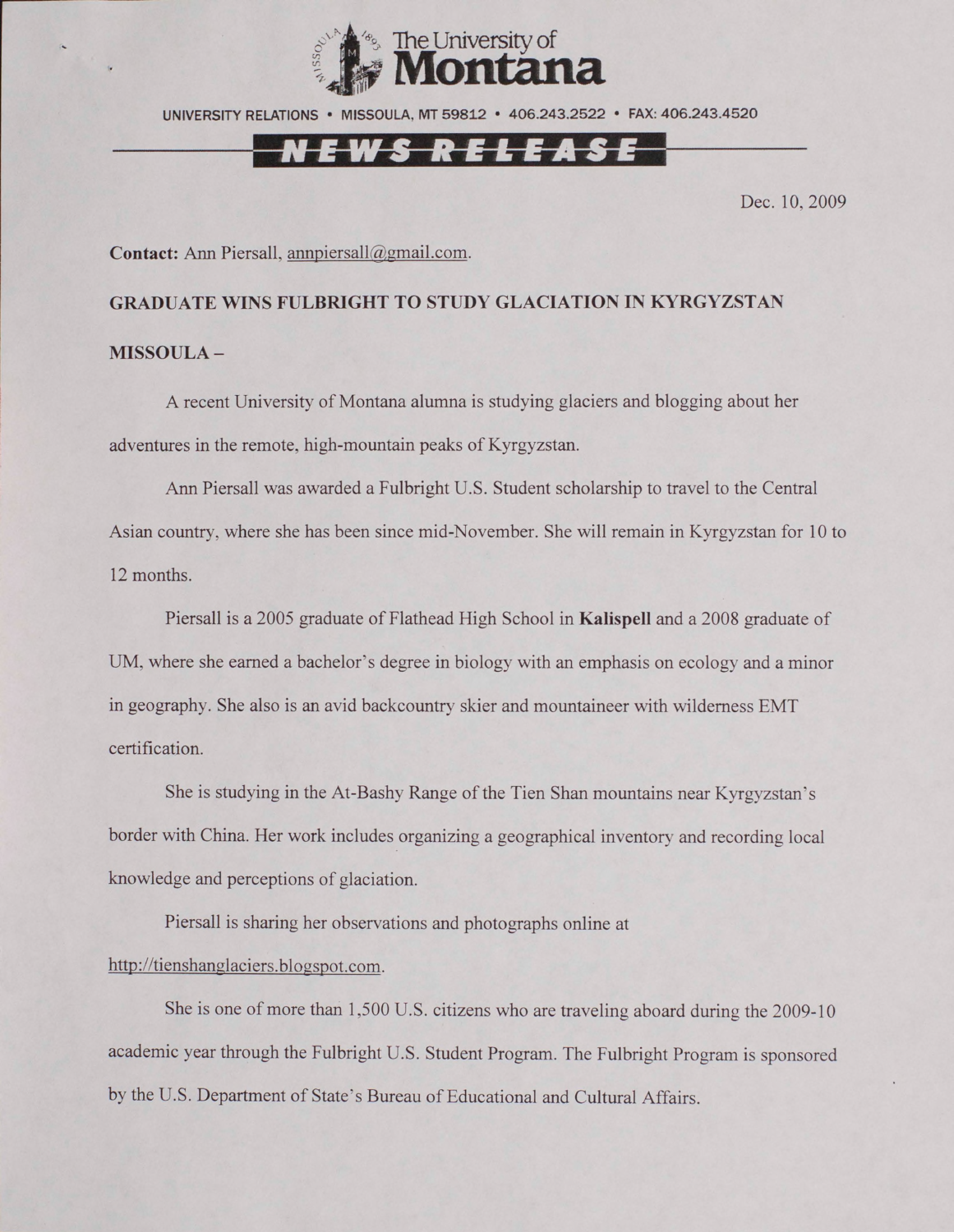The University of Montana

UNIVERSITY RELATIONS • MISSOULA, MT 59812 • 406.243.2522 • FAX: 406.243.4520

NEWS RELEASE

Dec. 10, 2009

**Contact:** Ann Piersall, annpiersall@gmail.com.

**GRADUATE WINS FULBRIGHT TO STUDY GLACIATION IN KYRGYZSTAN**

**MISSOULA –**

A recent University of Montana alumna is studying glaciers and blogging about her adventures in the remote, high-mountain peaks of Kyrgyzstan.

Ann Piersall was awarded a Fulbright U.S. Student scholarship to travel to the Central Asian country, where she has been since mid-November. She will remain in Kyrgyzstan for 10 to 12 months.

Piersall is a 2005 graduate of Flathead High School in **Kalispell** and a 2008 graduate of UM, where she earned a bachelor's degree in biology with an emphasis on ecology and a minor in geography. She also is an avid backcountry skier and mountaineer with wilderness EMT certification.

She is studying in the At-Bashy Range of the Tien Shan mountains near Kyrgyzstan's border with China. Her work includes organizing a geographical inventory and recording local knowledge and perceptions of glaciation.

Piersall is sharing her observations and photographs online at http://tienshanglaciers.blogspot.com.

She is one of more than 1,500 U.S. citizens who are traveling aboard during the 2009-10 academic year through the Fulbright U.S. Student Program. The Fulbright Program is sponsored by the U.S. Department of State's Bureau of Educational and Cultural Affairs.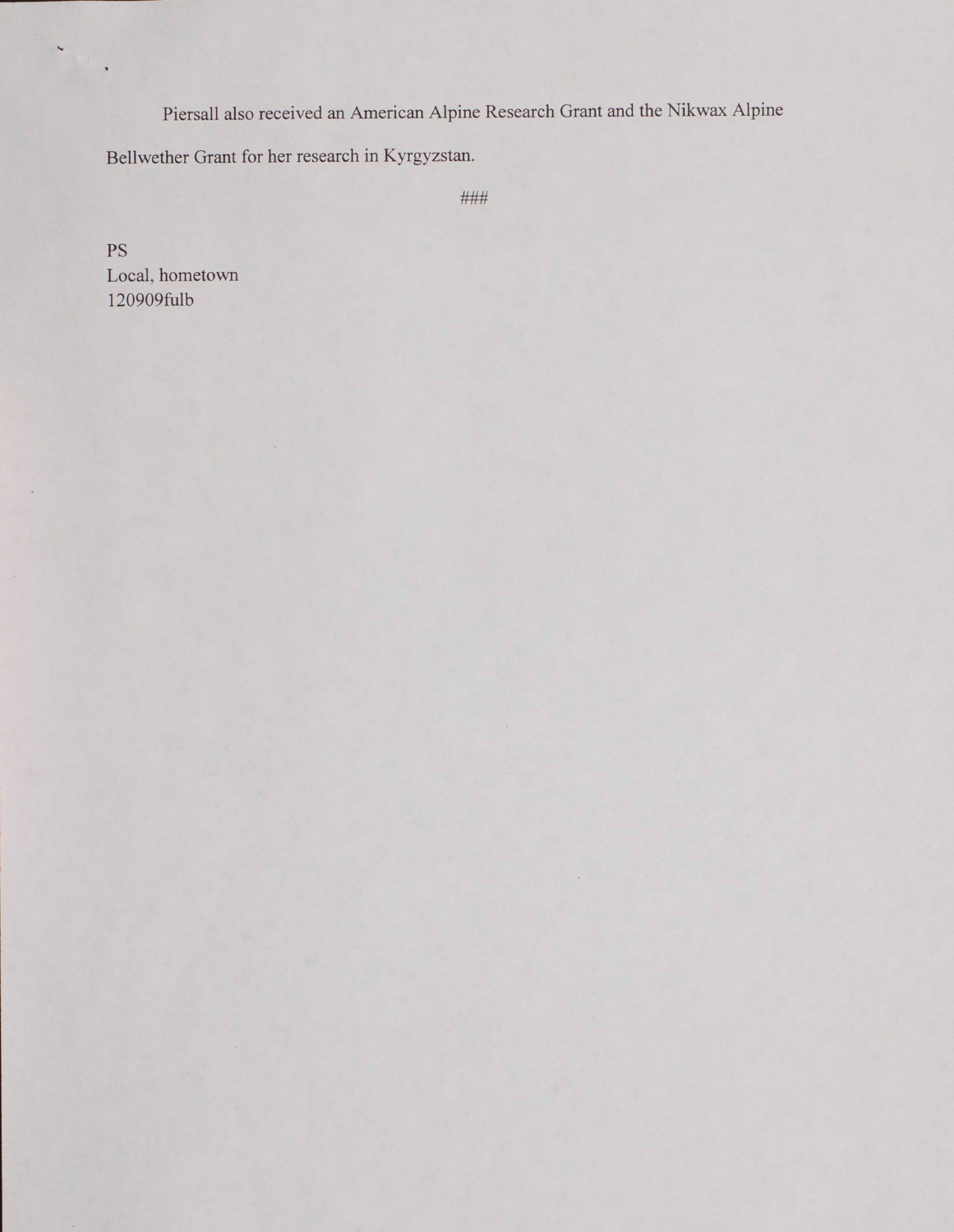Piersall also received an American Alpine Research Grant and the Nikwax Alpine Bellwether Grant for her research in Kyrgyzstan.

###

PS
Local, hometown
120909fulb